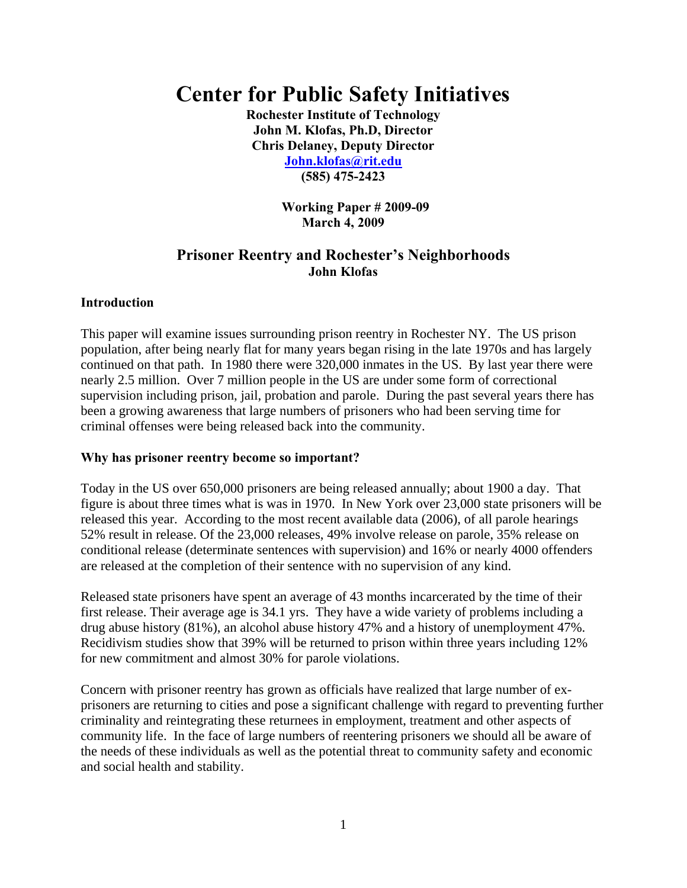# Center for Public Safety Initiatives

**Rochester Institute of Technology**
**John M. Klofas, Ph.D, Director**
**Chris Delaney, Deputy Director**
**[John.klofas@rit.edu](mailto:John.klofas@rit.edu)**
**(585) 475-2423**

**Working Paper # 2009-09**
**March 4, 2009**

## Prisoner Reentry and Rochester's Neighborhoods

**John Klofas**

### Introduction

This paper will examine issues surrounding prison reentry in Rochester NY. The US prison population, after being nearly flat for many years began rising in the late 1970s and has largely continued on that path. In 1980 there were 320,000 inmates in the US. By last year there were nearly 2.5 million. Over 7 million people in the US are under some form of correctional supervision including prison, jail, probation and parole. During the past several years there has been a growing awareness that large numbers of prisoners who had been serving time for criminal offenses were being released back into the community.

### Why has prisoner reentry become so important?

Today in the US over 650,000 prisoners are being released annually; about 1900 a day. That figure is about three times what is was in 1970. In New York over 23,000 state prisoners will be released this year. According to the most recent available data (2006), of all parole hearings 52% result in release. Of the 23,000 releases, 49% involve release on parole, 35% release on conditional release (determinate sentences with supervision) and 16% or nearly 4000 offenders are released at the completion of their sentence with no supervision of any kind.

Released state prisoners have spent an average of 43 months incarcerated by the time of their first release. Their average age is 34.1 yrs. They have a wide variety of problems including a drug abuse history (81%), an alcohol abuse history 47% and a history of unemployment 47%. Recidivism studies show that 39% will be returned to prison within three years including 12% for new commitment and almost 30% for parole violations.

Concern with prisoner reentry has grown as officials have realized that large number of ex-prisoners are returning to cities and pose a significant challenge with regard to preventing further criminality and reintegrating these returnees in employment, treatment and other aspects of community life. In the face of large numbers of reentering prisoners we should all be aware of the needs of these individuals as well as the potential threat to community safety and economic and social health and stability.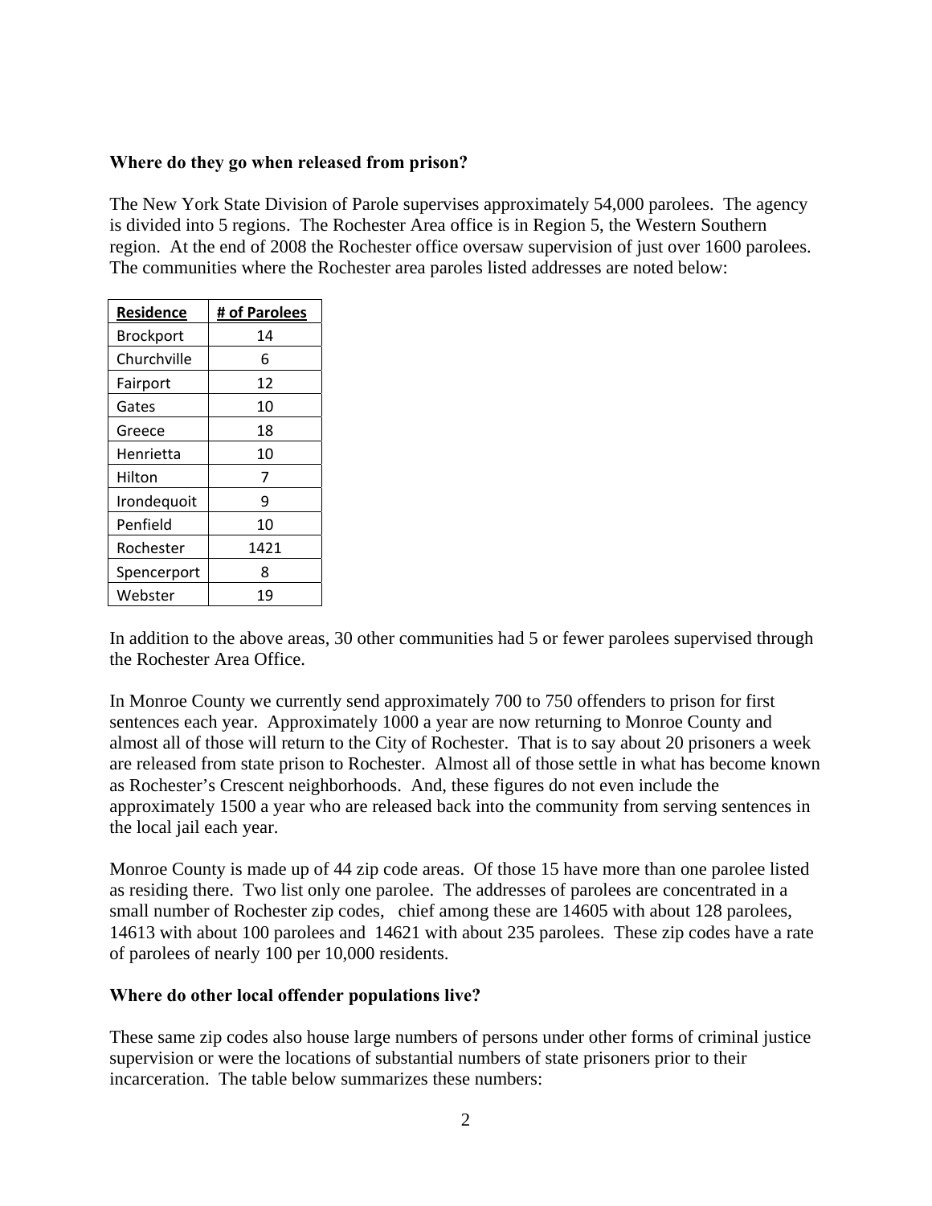**Where do they go when released from prison?**

The New York State Division of Parole supervises approximately 54,000 parolees. The agency is divided into 5 regions. The Rochester Area office is in Region 5, the Western Southern region. At the end of 2008 the Rochester office oversaw supervision of just over 1600 parolees. The communities where the Rochester area paroles listed addresses are noted below:

| Residence | # of Parolees |
|---|---|
| Brockport | 14 |
| Churchville | 6 |
| Fairport | 12 |
| Gates | 10 |
| Greece | 18 |
| Henrietta | 10 |
| Hilton | 7 |
| Irondequoit | 9 |
| Penfield | 10 |
| Rochester | 1421 |
| Spencerport | 8 |
| Webster | 19 |

In addition to the above areas, 30 other communities had 5 or fewer parolees supervised through the Rochester Area Office.

In Monroe County we currently send approximately 700 to 750 offenders to prison for first sentences each year. Approximately 1000 a year are now returning to Monroe County and almost all of those will return to the City of Rochester. That is to say about 20 prisoners a week are released from state prison to Rochester. Almost all of those settle in what has become known as Rochester's Crescent neighborhoods. And, these figures do not even include the approximately 1500 a year who are released back into the community from serving sentences in the local jail each year.

Monroe County is made up of 44 zip code areas. Of those 15 have more than one parolee listed as residing there. Two list only one parolee. The addresses of parolees are concentrated in a small number of Rochester zip codes, chief among these are 14605 with about 128 parolees, 14613 with about 100 parolees and 14621 with about 235 parolees. These zip codes have a rate of parolees of nearly 100 per 10,000 residents.

**Where do other local offender populations live?**

These same zip codes also house large numbers of persons under other forms of criminal justice supervision or were the locations of substantial numbers of state prisoners prior to their incarceration. The table below summarizes these numbers: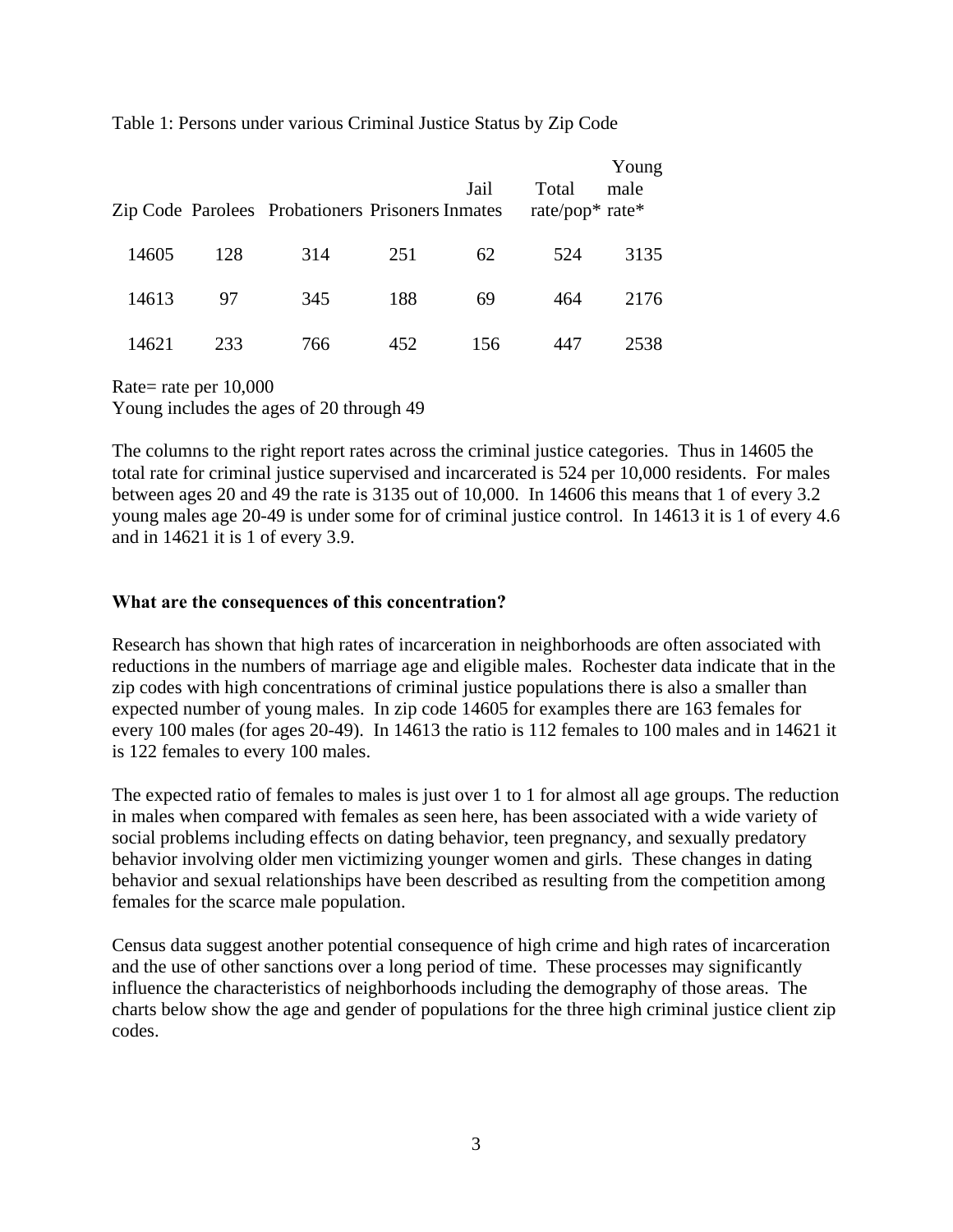Table 1: Persons under various Criminal Justice Status by Zip Code

| Zip Code | Parolees | Probationers | Prisoners | Jail Inmates | Total rate/pop* | Young male rate* |
|---|---|---|---|---|---|---|
| 14605 | 128 | 314 | 251 | 62 | 524 | 3135 |
| 14613 | 97 | 345 | 188 | 69 | 464 | 2176 |
| 14621 | 233 | 766 | 452 | 156 | 447 | 2538 |

Rate= rate per 10,000
Young includes the ages of 20 through 49

The columns to the right report rates across the criminal justice categories. Thus in 14605 the total rate for criminal justice supervised and incarcerated is 524 per 10,000 residents. For males between ages 20 and 49 the rate is 3135 out of 10,000. In 14606 this means that 1 of every 3.2 young males age 20-49 is under some for of criminal justice control. In 14613 it is 1 of every 4.6 and in 14621 it is 1 of every 3.9.

**What are the consequences of this concentration?**

Research has shown that high rates of incarceration in neighborhoods are often associated with reductions in the numbers of marriage age and eligible males. Rochester data indicate that in the zip codes with high concentrations of criminal justice populations there is also a smaller than expected number of young males. In zip code 14605 for examples there are 163 females for every 100 males (for ages 20-49). In 14613 the ratio is 112 females to 100 males and in 14621 it is 122 females to every 100 males.

The expected ratio of females to males is just over 1 to 1 for almost all age groups. The reduction in males when compared with females as seen here, has been associated with a wide variety of social problems including effects on dating behavior, teen pregnancy, and sexually predatory behavior involving older men victimizing younger women and girls. These changes in dating behavior and sexual relationships have been described as resulting from the competition among females for the scarce male population.

Census data suggest another potential consequence of high crime and high rates of incarceration and the use of other sanctions over a long period of time. These processes may significantly influence the characteristics of neighborhoods including the demography of those areas. The charts below show the age and gender of populations for the three high criminal justice client zip codes.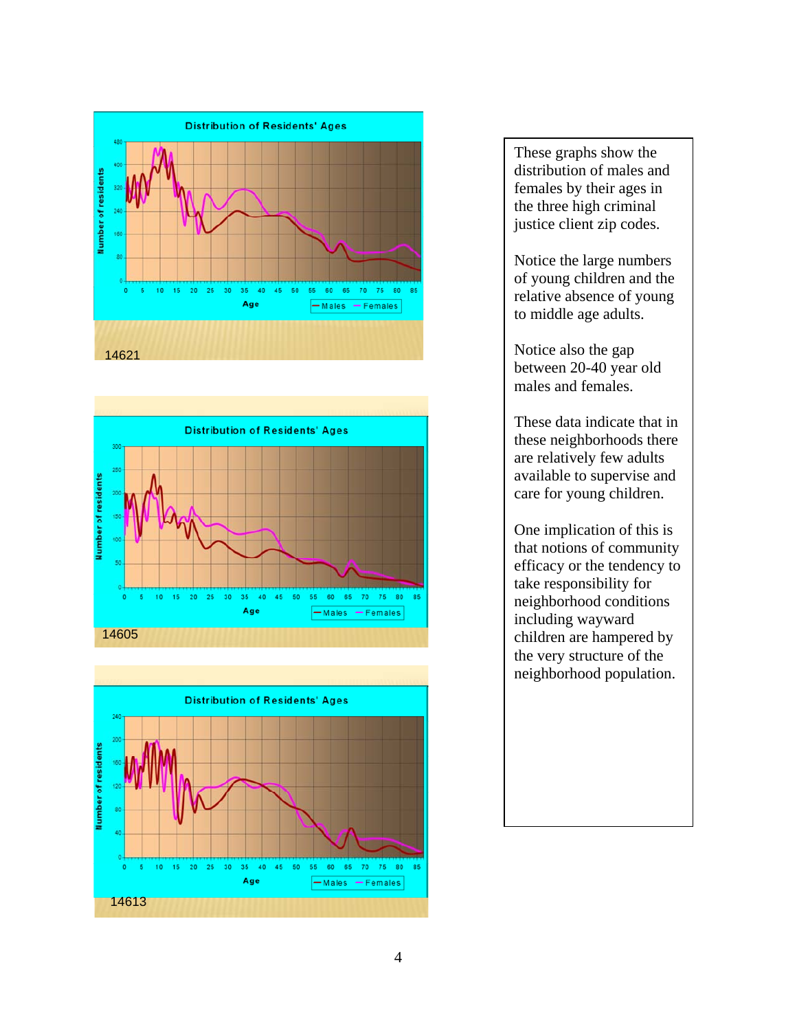Distribution of Residents' Ages

14621

Distribution of Residents' Ages

14605

Distribution of Residents' Ages

14613

These graphs show the distribution of males and females by their ages in the three high criminal justice client zip codes.

Notice the large numbers of young children and the relative absence of young to middle age adults.

Notice also the gap between 20-40 year old males and females.

These data indicate that in these neighborhoods there are relatively few adults available to supervise and care for young children.

One implication of this is that notions of community efficacy or the tendency to take responsibility for neighborhood conditions including wayward children are hampered by the very structure of the neighborhood population.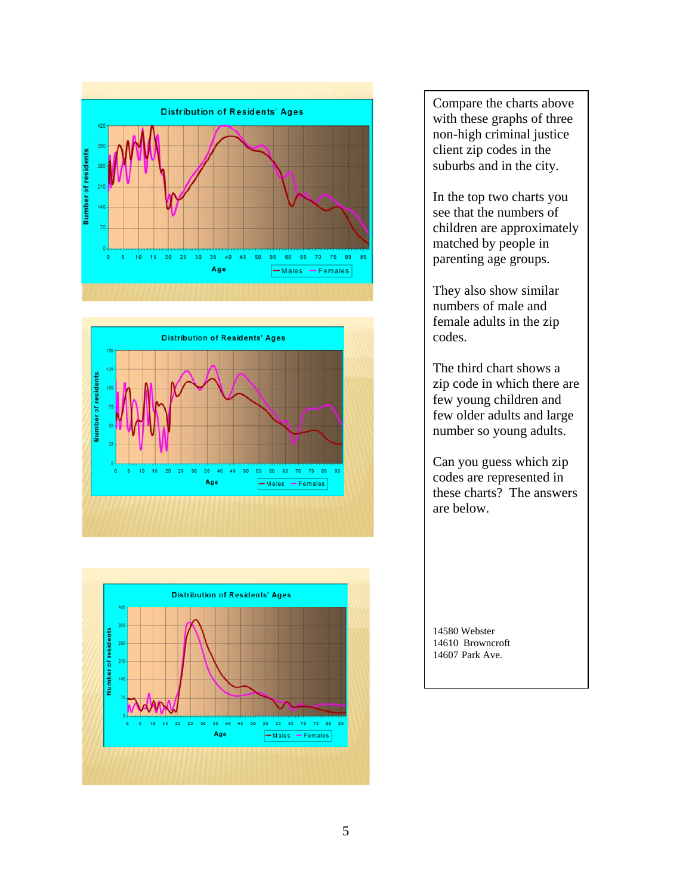Compare the charts above with these graphs of three non-high criminal justice client zip codes in the suburbs and in the city.

In the top two charts you see the numbers of children are approximately matched by people in parenting age groups.

They also show similar numbers of male and female adults in the zip codes.

The third chart shows a zip code in which there are few young children and few older adults and large number so young adults.

Can you guess which zip codes are represented in these charts? The answers are below.

14580 Webster
14610 Browncroft
14607 Park Ave.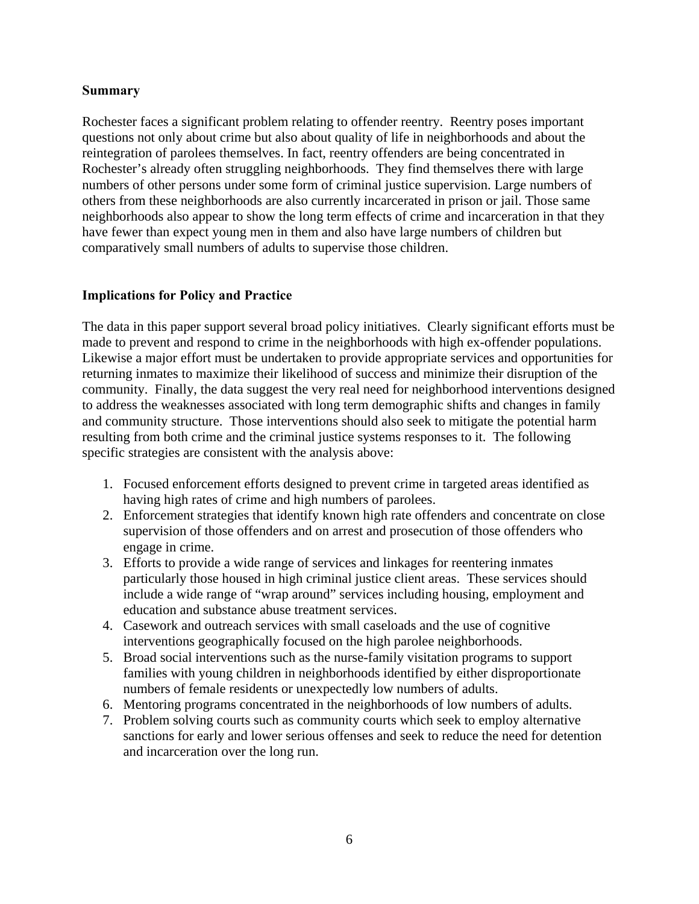**Summary**

Rochester faces a significant problem relating to offender reentry. Reentry poses important questions not only about crime but also about quality of life in neighborhoods and about the reintegration of parolees themselves. In fact, reentry offenders are being concentrated in Rochester's already often struggling neighborhoods. They find themselves there with large numbers of other persons under some form of criminal justice supervision. Large numbers of others from these neighborhoods are also currently incarcerated in prison or jail. Those same neighborhoods also appear to show the long term effects of crime and incarceration in that they have fewer than expect young men in them and also have large numbers of children but comparatively small numbers of adults to supervise those children.

**Implications for Policy and Practice**

The data in this paper support several broad policy initiatives. Clearly significant efforts must be made to prevent and respond to crime in the neighborhoods with high ex-offender populations. Likewise a major effort must be undertaken to provide appropriate services and opportunities for returning inmates to maximize their likelihood of success and minimize their disruption of the community. Finally, the data suggest the very real need for neighborhood interventions designed to address the weaknesses associated with long term demographic shifts and changes in family and community structure. Those interventions should also seek to mitigate the potential harm resulting from both crime and the criminal justice systems responses to it. The following specific strategies are consistent with the analysis above:

1. Focused enforcement efforts designed to prevent crime in targeted areas identified as having high rates of crime and high numbers of parolees.
2. Enforcement strategies that identify known high rate offenders and concentrate on close supervision of those offenders and on arrest and prosecution of those offenders who engage in crime.
3. Efforts to provide a wide range of services and linkages for reentering inmates particularly those housed in high criminal justice client areas. These services should include a wide range of "wrap around" services including housing, employment and education and substance abuse treatment services.
4. Casework and outreach services with small caseloads and the use of cognitive interventions geographically focused on the high parolee neighborhoods.
5. Broad social interventions such as the nurse-family visitation programs to support families with young children in neighborhoods identified by either disproportionate numbers of female residents or unexpectedly low numbers of adults.
6. Mentoring programs concentrated in the neighborhoods of low numbers of adults.
7. Problem solving courts such as community courts which seek to employ alternative sanctions for early and lower serious offenses and seek to reduce the need for detention and incarceration over the long run.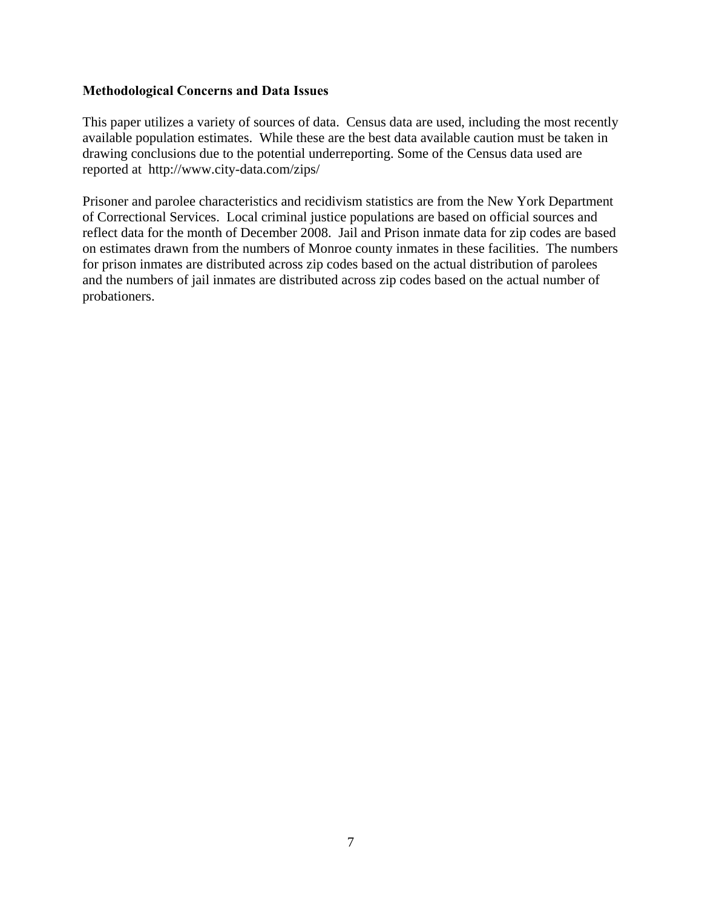**Methodological Concerns and Data Issues**

This paper utilizes a variety of sources of data. Census data are used, including the most recently available population estimates. While these are the best data available caution must be taken in drawing conclusions due to the potential underreporting. Some of the Census data used are reported at http://www.city-data.com/zips/

Prisoner and parolee characteristics and recidivism statistics are from the New York Department of Correctional Services. Local criminal justice populations are based on official sources and reflect data for the month of December 2008. Jail and Prison inmate data for zip codes are based on estimates drawn from the numbers of Monroe county inmates in these facilities. The numbers for prison inmates are distributed across zip codes based on the actual distribution of parolees and the numbers of jail inmates are distributed across zip codes based on the actual number of probationers.